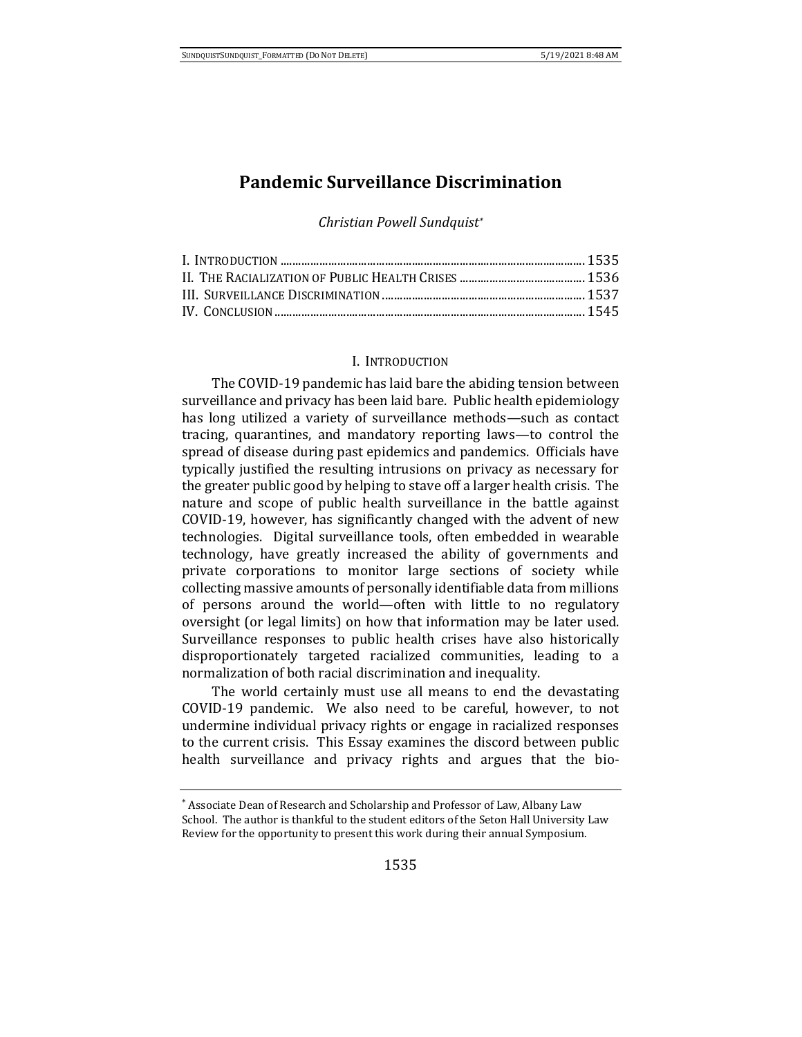# Pandemic Surveillance Discrimination

*Christian Powell Sundquist*[*]

I. INTRODUCTION ........................................................................................ 1535
II. THE RACIALIZATION OF PUBLIC HEALTH CRISES ............................................. 1536
III. SURVEILLANCE DISCRIMINATION ...................................................................... 1537
IV. CONCLUSION ........................................................................................ 1545

## I. INTRODUCTION

The COVID-19 pandemic has laid bare the abiding tension between surveillance and privacy has been laid bare. Public health epidemiology has long utilized a variety of surveillance methods—such as contact tracing, quarantines, and mandatory reporting laws—to control the spread of disease during past epidemics and pandemics. Officials have typically justified the resulting intrusions on privacy as necessary for the greater public good by helping to stave off a larger health crisis. The nature and scope of public health surveillance in the battle against COVID-19, however, has significantly changed with the advent of new technologies. Digital surveillance tools, often embedded in wearable technology, have greatly increased the ability of governments and private corporations to monitor large sections of society while collecting massive amounts of personally identifiable data from millions of persons around the world—often with little to no regulatory oversight (or legal limits) on how that information may be later used. Surveillance responses to public health crises have also historically disproportionately targeted racialized communities, leading to a normalization of both racial discrimination and inequality.

The world certainly must use all means to end the devastating COVID-19 pandemic. We also need to be careful, however, to not undermine individual privacy rights or engage in racialized responses to the current crisis. This Essay examines the discord between public health surveillance and privacy rights and argues that the bio-

[*] Associate Dean of Research and Scholarship and Professor of Law, Albany Law School. The author is thankful to the student editors of the Seton Hall University Law Review for the opportunity to present this work during their annual Symposium.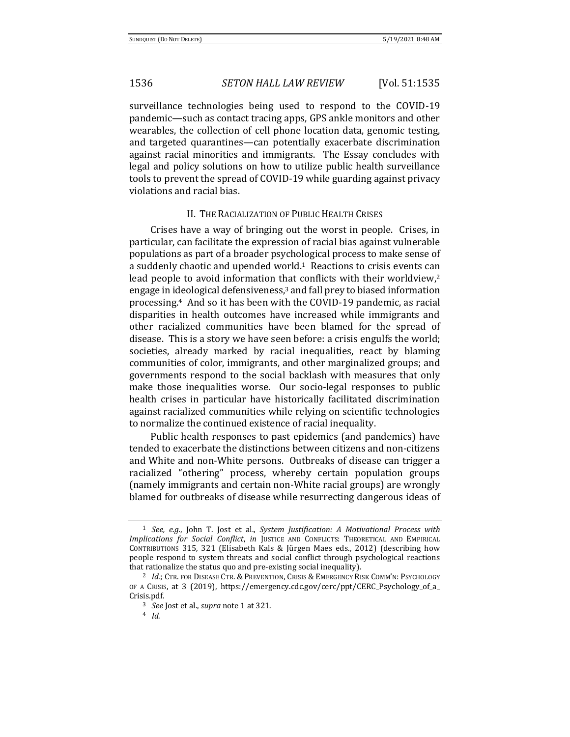surveillance technologies being used to respond to the COVID-19 pandemic—such as contact tracing apps, GPS ankle monitors and other wearables, the collection of cell phone location data, genomic testing, and targeted quarantines—can potentially exacerbate discrimination against racial minorities and immigrants. The Essay concludes with legal and policy solutions on how to utilize public health surveillance tools to prevent the spread of COVID-19 while guarding against privacy violations and racial bias.

## II. THE RACIALIZATION OF PUBLIC HEALTH CRISES

Crises have a way of bringing out the worst in people. Crises, in particular, can facilitate the expression of racial bias against vulnerable populations as part of a broader psychological process to make sense of a suddenly chaotic and upended world.[1] Reactions to crisis events can lead people to avoid information that conflicts with their worldview,[2] engage in ideological defensiveness,[3] and fall prey to biased information processing.[4] And so it has been with the COVID-19 pandemic, as racial disparities in health outcomes have increased while immigrants and other racialized communities have been blamed for the spread of disease. This is a story we have seen before: a crisis engulfs the world; societies, already marked by racial inequalities, react by blaming communities of color, immigrants, and other marginalized groups; and governments respond to the social backlash with measures that only make those inequalities worse. Our socio-legal responses to public health crises in particular have historically facilitated discrimination against racialized communities while relying on scientific technologies to normalize the continued existence of racial inequality.

Public health responses to past epidemics (and pandemics) have tended to exacerbate the distinctions between citizens and non-citizens and White and non-White persons. Outbreaks of disease can trigger a racialized "othering" process, whereby certain population groups (namely immigrants and certain non-White racial groups) are wrongly blamed for outbreaks of disease while resurrecting dangerous ideas of

---

[1] *See, e.g.*, John T. Jost et al., *System Justification: A Motivational Process with Implications for Social Conflict*, *in* JUSTICE AND CONFLICTS: THEORETICAL AND EMPIRICAL CONTRIBUTIONS 315, 321 (Elisabeth Kals & Jürgen Maes eds., 2012) (describing how people respond to system threats and social conflict through psychological reactions that rationalize the status quo and pre-existing social inequality).

[2] *Id.*; CTR. FOR DISEASE CTR. & PREVENTION, CRISIS & EMERGENCY RISK COMM'N: PSYCHOLOGY OF A CRISIS, at 3 (2019), https://emergency.cdc.gov/cerc/ppt/CERC_Psychology_of_a_Crisis.pdf.

[3] *See* Jost et al., *supra* note 1 at 321.

[4] *Id.*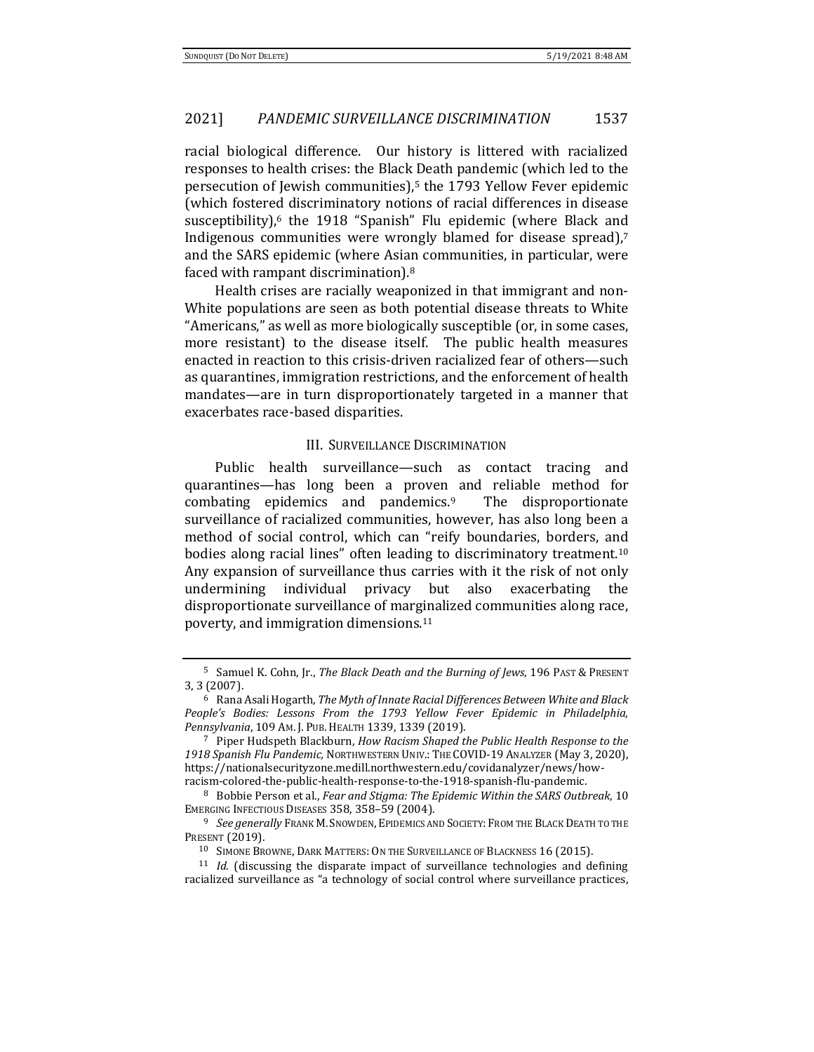racial biological difference. Our history is littered with racialized responses to health crises: the Black Death pandemic (which led to the persecution of Jewish communities),[5] the 1793 Yellow Fever epidemic (which fostered discriminatory notions of racial differences in disease susceptibility),[6] the 1918 "Spanish" Flu epidemic (where Black and Indigenous communities were wrongly blamed for disease spread),[7] and the SARS epidemic (where Asian communities, in particular, were faced with rampant discrimination).[8]

Health crises are racially weaponized in that immigrant and non-White populations are seen as both potential disease threats to White "Americans," as well as more biologically susceptible (or, in some cases, more resistant) to the disease itself. The public health measures enacted in reaction to this crisis-driven racialized fear of others—such as quarantines, immigration restrictions, and the enforcement of health mandates—are in turn disproportionately targeted in a manner that exacerbates race-based disparities.

## III. SURVEILLANCE DISCRIMINATION

Public health surveillance—such as contact tracing and quarantines—has long been a proven and reliable method for combating epidemics and pandemics.[9] The disproportionate surveillance of racialized communities, however, has also long been a method of social control, which can "reify boundaries, borders, and bodies along racial lines" often leading to discriminatory treatment.[10] Any expansion of surveillance thus carries with it the risk of not only undermining individual privacy but also exacerbating the disproportionate surveillance of marginalized communities along race, poverty, and immigration dimensions.[11]

---

[5] Samuel K. Cohn, Jr., *The Black Death and the Burning of Jews*, 196 PAST & PRESENT 3, 3 (2007).

[6] Rana Asali Hogarth, *The Myth of Innate Racial Differences Between White and Black People's Bodies: Lessons From the 1793 Yellow Fever Epidemic in Philadelphia, Pennsylvania*, 109 AM. J. PUB. HEALTH 1339, 1339 (2019).

[7] Piper Hudspeth Blackburn, *How Racism Shaped the Public Health Response to the 1918 Spanish Flu Pandemic,* NORTHWESTERN UNIV.: THE COVID-19 ANALYZER (May 3, 2020), https://nationalsecurityzone.medill.northwestern.edu/covidanalyzer/news/how-racism-colored-the-public-health-response-to-the-1918-spanish-flu-pandemic.

[8] Bobbie Person et al., *Fear and Stigma: The Epidemic Within the SARS Outbreak*, 10 EMERGING INFECTIOUS DISEASES 358, 358–59 (2004).

[9] *See generally* FRANK M. SNOWDEN, EPIDEMICS AND SOCIETY: FROM THE BLACK DEATH TO THE PRESENT (2019).

[10] SIMONE BROWNE, DARK MATTERS: ON THE SURVEILLANCE OF BLACKNESS 16 (2015).

[11] *Id.* (discussing the disparate impact of surveillance technologies and defining racialized surveillance as "a technology of social control where surveillance practices,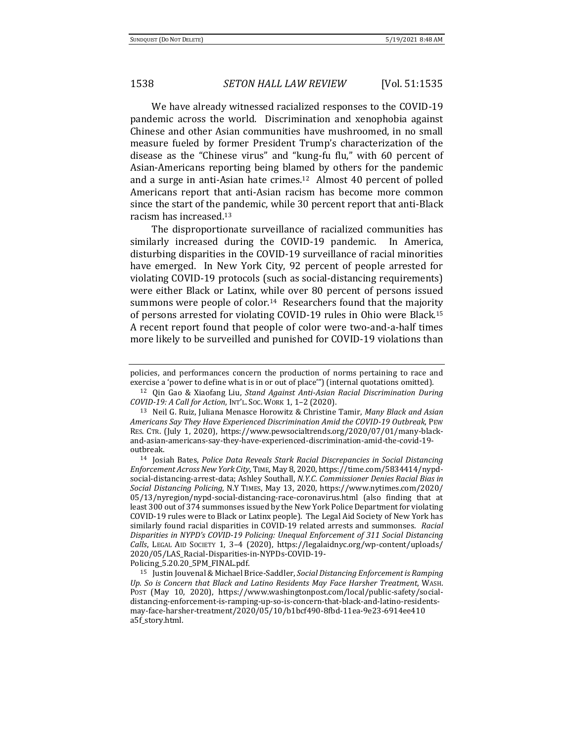We have already witnessed racialized responses to the COVID-19 pandemic across the world. Discrimination and xenophobia against Chinese and other Asian communities have mushroomed, in no small measure fueled by former President Trump's characterization of the disease as the "Chinese virus" and "kung-fu flu," with 60 percent of Asian-Americans reporting being blamed by others for the pandemic and a surge in anti-Asian hate crimes.[12] Almost 40 percent of polled Americans report that anti-Asian racism has become more common since the start of the pandemic, while 30 percent report that anti-Black racism has increased.[13]

The disproportionate surveillance of racialized communities has similarly increased during the COVID-19 pandemic. In America, disturbing disparities in the COVID-19 surveillance of racial minorities have emerged. In New York City, 92 percent of people arrested for violating COVID-19 protocols (such as social-distancing requirements) were either Black or Latinx, while over 80 percent of persons issued summons were people of color.[14] Researchers found that the majority of persons arrested for violating COVID-19 rules in Ohio were Black.[15] A recent report found that people of color were two-and-a-half times more likely to be surveilled and punished for COVID-19 violations than

---

policies, and performances concern the production of norms pertaining to race and exercise a 'power to define what is in or out of place'") (internal quotations omitted).

[12] Qin Gao & Xiaofang Liu, *Stand Against Anti-Asian Racial Discrimination During COVID-19: A Call for Action*, INT'L. SOC. WORK 1, 1–2 (2020).

[13] Neil G. Ruiz, Juliana Menasce Horowitz & Christine Tamir, *Many Black and Asian Americans Say They Have Experienced Discrimination Amid the COVID-19 Outbreak*, PEW RES. CTR. (July 1, 2020), https://www.pewsocialtrends.org/2020/07/01/many-black-and-asian-americans-say-they-have-experienced-discrimination-amid-the-covid-19-outbreak.

[14] Josiah Bates, *Police Data Reveals Stark Racial Discrepancies in Social Distancing Enforcement Across New York City*, TIME, May 8, 2020, https://time.com/5834414/nypd-social-distancing-arrest-data; Ashley Southall, *N.Y.C. Commissioner Denies Racial Bias in Social Distancing Policing*, N.Y TIMES, May 13, 2020, https://www.nytimes.com/2020/05/13/nyregion/nypd-social-distancing-race-coronavirus.html (also finding that at least 300 out of 374 summonses issued by the New York Police Department for violating COVID-19 rules were to Black or Latinx people). The Legal Aid Society of New York has similarly found racial disparities in COVID-19 related arrests and summonses. *Racial Disparities in NYPD's COVID-19 Policing: Unequal Enforcement of 311 Social Distancing Calls*, LEGAL AID SOCIETY 1, 3–4 (2020), https://legalaidnyc.org/wp-content/uploads/2020/05/LAS_Racial-Disparities-in-NYPDs-COVID-19-Policing_5.20.20_5PM_FINAL.pdf.

[15] Justin Jouvenal & Michael Brice-Saddler, *Social Distancing Enforcement is Ramping Up. So is Concern that Black and Latino Residents May Face Harsher Treatment*, WASH. POST (May 10, 2020), https://www.washingtonpost.com/local/public-safety/social-distancing-enforcement-is-ramping-up-so-is-concern-that-black-and-latino-residents-may-face-harsher-treatment/2020/05/10/b1bcf490-8fbd-11ea-9e23-6914ee410a5f_story.html.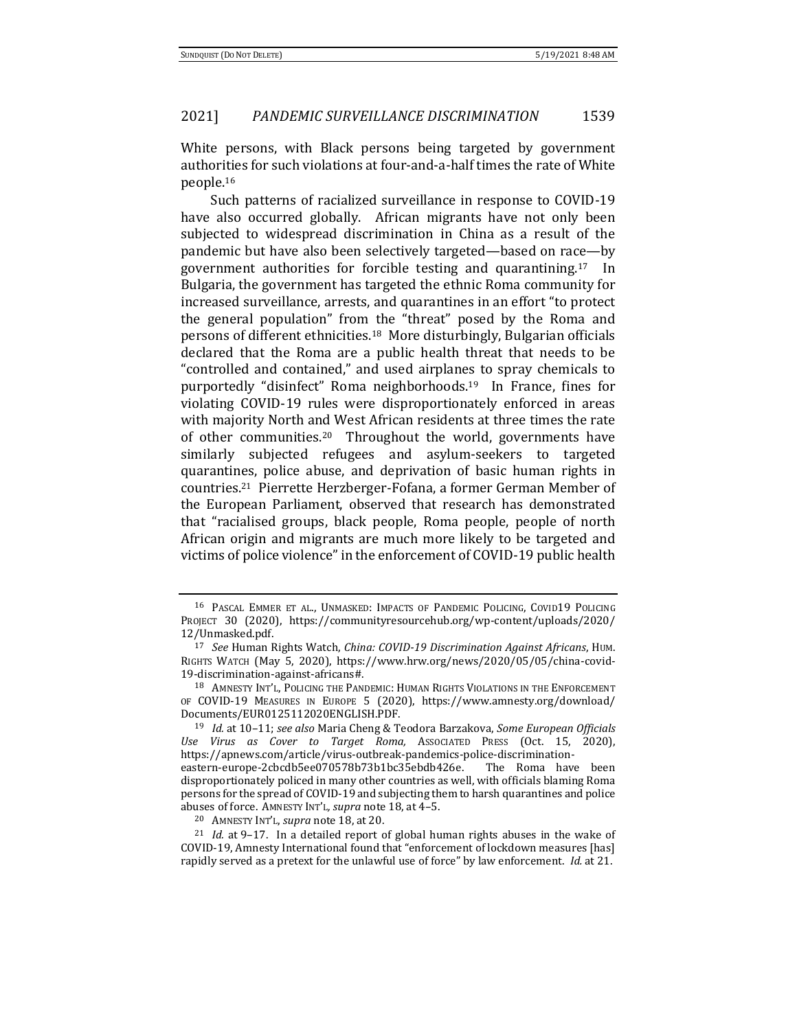White persons, with Black persons being targeted by government authorities for such violations at four-and-a-half times the rate of White people.[16]

Such patterns of racialized surveillance in response to COVID-19 have also occurred globally. African migrants have not only been subjected to widespread discrimination in China as a result of the pandemic but have also been selectively targeted—based on race—by government authorities for forcible testing and quarantining.[17] In Bulgaria, the government has targeted the ethnic Roma community for increased surveillance, arrests, and quarantines in an effort "to protect the general population" from the "threat" posed by the Roma and persons of different ethnicities.[18] More disturbingly, Bulgarian officials declared that the Roma are a public health threat that needs to be "controlled and contained," and used airplanes to spray chemicals to purportedly "disinfect" Roma neighborhoods.[19] In France, fines for violating COVID-19 rules were disproportionately enforced in areas with majority North and West African residents at three times the rate of other communities.[20] Throughout the world, governments have similarly subjected refugees and asylum-seekers to targeted quarantines, police abuse, and deprivation of basic human rights in countries.[21] Pierrette Herzberger-Fofana, a former German Member of the European Parliament, observed that research has demonstrated that "racialised groups, black people, Roma people, people of north African origin and migrants are much more likely to be targeted and victims of police violence" in the enforcement of COVID-19 public health

---

[16] PASCAL EMMER ET AL., UNMASKED: IMPACTS OF PANDEMIC POLICING, COVID19 POLICING PROJECT 30 (2020), https://communityresourcehub.org/wp-content/uploads/2020/12/Unmasked.pdf.

[17] *See* Human Rights Watch, *China: COVID-19 Discrimination Against Africans*, HUM. RIGHTS WATCH (May 5, 2020), https://www.hrw.org/news/2020/05/05/china-covid-19-discrimination-against-africans#.

[18] AMNESTY INT'L, POLICING THE PANDEMIC: HUMAN RIGHTS VIOLATIONS IN THE ENFORCEMENT OF COVID-19 MEASURES IN EUROPE 5 (2020), https://www.amnesty.org/download/Documents/EUR0125112020ENGLISH.PDF.

[19] *Id.* at 10–11; *see also* Maria Cheng & Teodora Barzakova, *Some European Officials Use Virus as Cover to Target Roma,* ASSOCIATED PRESS (Oct. 15, 2020), https://apnews.com/article/virus-outbreak-pandemics-police-discrimination-eastern-europe-2cbcdb5ee070578b73b1bc35ebdb426e. The Roma have been disproportionately policed in many other countries as well, with officials blaming Roma persons for the spread of COVID-19 and subjecting them to harsh quarantines and police abuses of force. AMNESTY INT'L, *supra* note 18, at 4–5.

[20] AMNESTY INT'L, *supra* note 18, at 20.

[21] *Id.* at 9–17. In a detailed report of global human rights abuses in the wake of COVID-19, Amnesty International found that "enforcement of lockdown measures [has] rapidly served as a pretext for the unlawful use of force" by law enforcement. *Id.* at 21.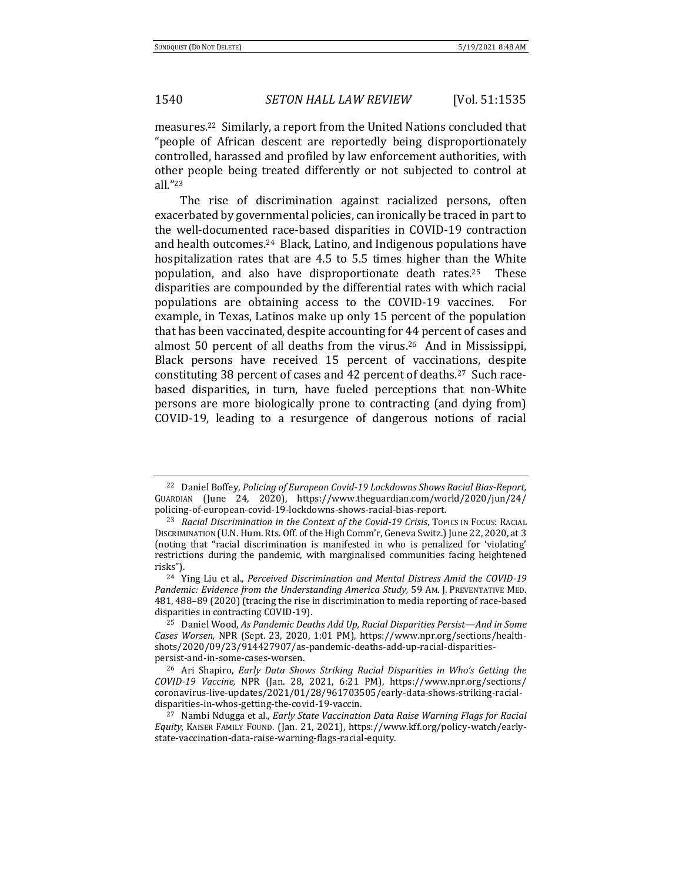measures.[22] Similarly, a report from the United Nations concluded that "people of African descent are reportedly being disproportionately controlled, harassed and profiled by law enforcement authorities, with other people being treated differently or not subjected to control at all."[23]

The rise of discrimination against racialized persons, often exacerbated by governmental policies, can ironically be traced in part to the well-documented race-based disparities in COVID-19 contraction and health outcomes.[24] Black, Latino, and Indigenous populations have hospitalization rates that are 4.5 to 5.5 times higher than the White population, and also have disproportionate death rates.[25] These disparities are compounded by the differential rates with which racial populations are obtaining access to the COVID-19 vaccines. For example, in Texas, Latinos make up only 15 percent of the population that has been vaccinated, despite accounting for 44 percent of cases and almost 50 percent of all deaths from the virus.[26] And in Mississippi, Black persons have received 15 percent of vaccinations, despite constituting 38 percent of cases and 42 percent of deaths.[27] Such race-based disparities, in turn, have fueled perceptions that non-White persons are more biologically prone to contracting (and dying from) COVID-19, leading to a resurgence of dangerous notions of racial

---

[22] Daniel Boffey, *Policing of European Covid-19 Lockdowns Shows Racial Bias-Report,* GUARDIAN (June 24, 2020), https://www.theguardian.com/world/2020/jun/24/policing-of-european-covid-19-lockdowns-shows-racial-bias-report.

[23] *Racial Discrimination in the Context of the Covid-19 Crisis*, TOPICS IN FOCUS: RACIAL DISCRIMINATION (U.N. Hum. Rts. Off. of the High Comm'r, Geneva Switz.) June 22, 2020, at 3 (noting that "racial discrimination is manifested in who is penalized for 'violating' restrictions during the pandemic, with marginalised communities facing heightened risks").

[24] Ying Liu et al., *Perceived Discrimination and Mental Distress Amid the COVID-19 Pandemic: Evidence from the Understanding America Study,* 59 AM. J. PREVENTATIVE MED. 481, 488–89 (2020) (tracing the rise in discrimination to media reporting of race-based disparities in contracting COVID-19).

[25] Daniel Wood, *As Pandemic Deaths Add Up, Racial Disparities Persist—And in Some Cases Worsen,* NPR (Sept. 23, 2020, 1:01 PM), https://www.npr.org/sections/health-shots/2020/09/23/914427907/as-pandemic-deaths-add-up-racial-disparities-persist-and-in-some-cases-worsen.

[26] Ari Shapiro, *Early Data Shows Striking Racial Disparities in Who's Getting the COVID-19 Vaccine,* NPR (Jan. 28, 2021, 6:21 PM), https://www.npr.org/sections/coronavirus-live-updates/2021/01/28/961703505/early-data-shows-striking-racial-disparities-in-whos-getting-the-covid-19-vaccin.

[27] Nambi Ndugga et al., *Early State Vaccination Data Raise Warning Flags for Racial Equity,* KAISER FAMILY FOUND. (Jan. 21, 2021), https://www.kff.org/policy-watch/early-state-vaccination-data-raise-warning-flags-racial-equity.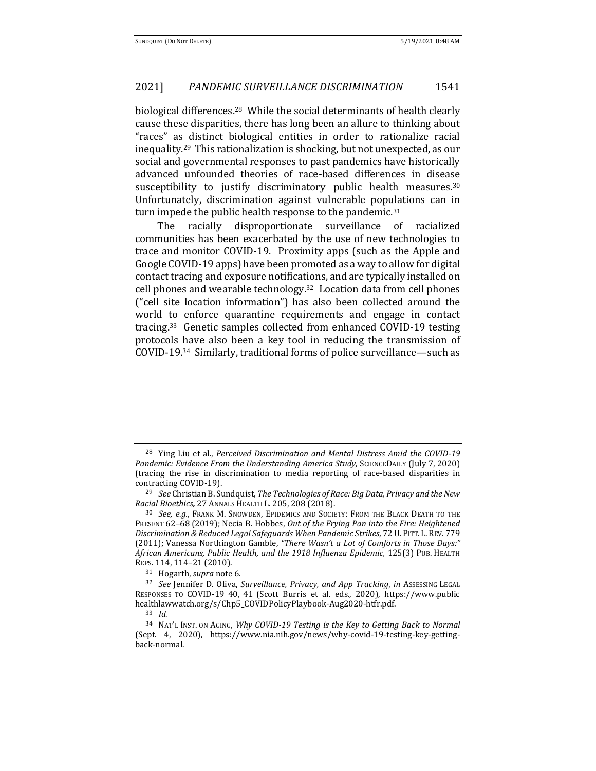biological differences.[28] While the social determinants of health clearly cause these disparities, there has long been an allure to thinking about "races" as distinct biological entities in order to rationalize racial inequality.[29] This rationalization is shocking, but not unexpected, as our social and governmental responses to past pandemics have historically advanced unfounded theories of race-based differences in disease susceptibility to justify discriminatory public health measures.[30] Unfortunately, discrimination against vulnerable populations can in turn impede the public health response to the pandemic.[31]

The racially disproportionate surveillance of racialized communities has been exacerbated by the use of new technologies to trace and monitor COVID-19. Proximity apps (such as the Apple and Google COVID-19 apps) have been promoted as a way to allow for digital contact tracing and exposure notifications, and are typically installed on cell phones and wearable technology.[32] Location data from cell phones ("cell site location information") has also been collected around the world to enforce quarantine requirements and engage in contact tracing.[33] Genetic samples collected from enhanced COVID-19 testing protocols have also been a key tool in reducing the transmission of COVID-19.[34] Similarly, traditional forms of police surveillance—such as

---

[28] Ying Liu et al., *Perceived Discrimination and Mental Distress Amid the COVID-19 Pandemic: Evidence From the Understanding America Study,* SCIENCEDAILY (July 7, 2020) (tracing the rise in discrimination to media reporting of race-based disparities in contracting COVID-19).

[29] *See* Christian B. Sundquist, *The Technologies of Race: Big Data, Privacy and the New Racial Bioethics,* 27 ANNALS HEALTH L. 205, 208 (2018).

[30] *See, e.g.*, FRANK M. SNOWDEN, EPIDEMICS AND SOCIETY: FROM THE BLACK DEATH TO THE PRESENT 62–68 (2019); Necia B. Hobbes, *Out of the Frying Pan into the Fire: Heightened Discrimination & Reduced Legal Safeguards When Pandemic Strikes,* 72 U. PITT. L. REV. 779 (2011); Vanessa Northington Gamble, *"There Wasn't a Lot of Comforts in Those Days:" African Americans, Public Health, and the 1918 Influenza Epidemic,* 125(3) PUB. HEALTH REPS. 114, 114–21 (2010).

[31] Hogarth, *supra* note 6.

[32] *See* Jennifer D. Oliva, *Surveillance, Privacy, and App Tracking*, *in* ASSESSING LEGAL RESPONSES TO COVID-19 40, 41 (Scott Burris et al. eds., 2020), https://www.publichealthlawwatch.org/s/Chp5_COVIDPolicyPlaybook-Aug2020-htfr.pdf.

[33] *Id.*

[34] NAT'L INST. ON AGING, *Why COVID-19 Testing is the Key to Getting Back to Normal* (Sept. 4, 2020), https://www.nia.nih.gov/news/why-covid-19-testing-key-getting-back-normal.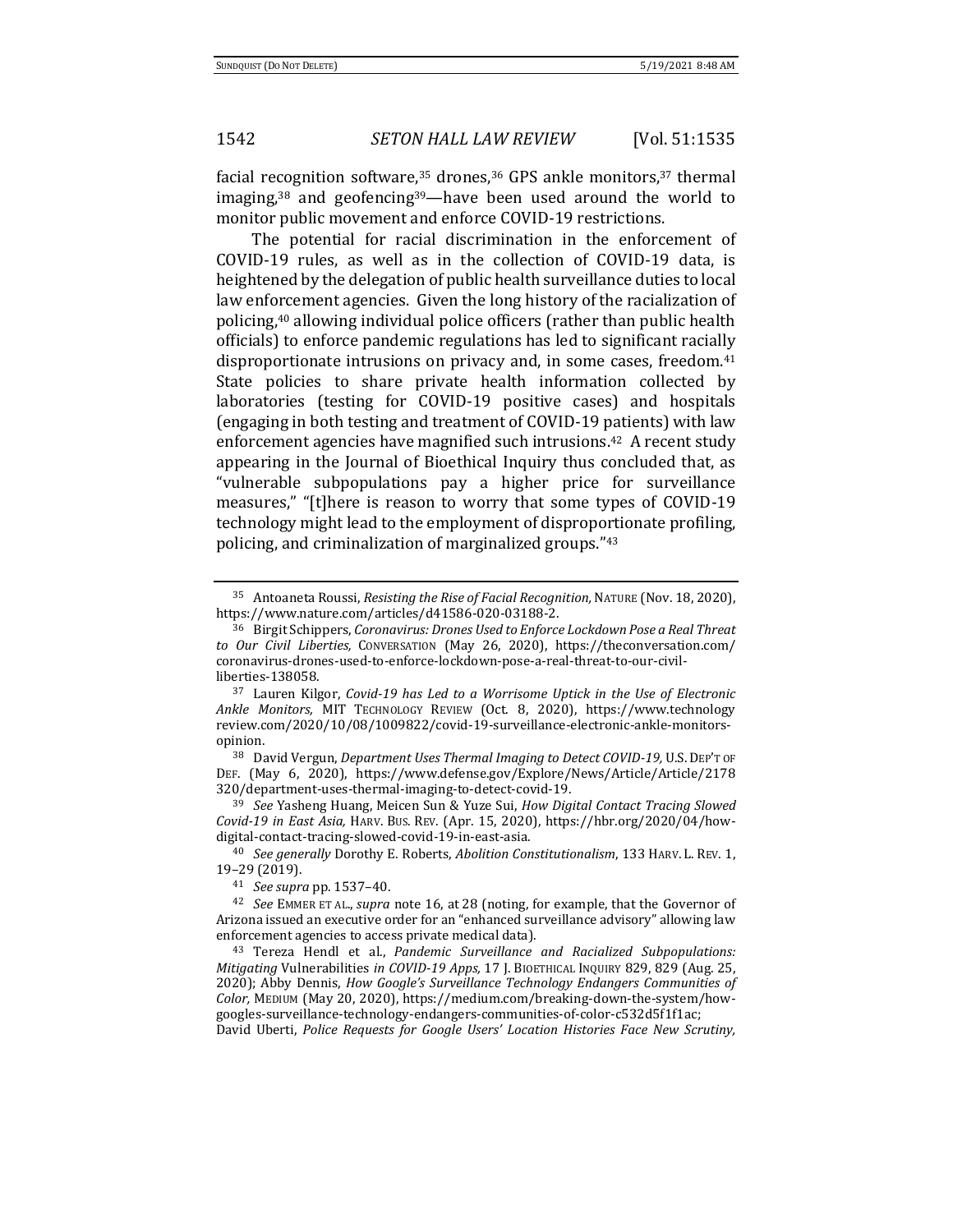facial recognition software,[35] drones,[36] GPS ankle monitors,[37] thermal imaging,[38] and geofencing[39]—have been used around the world to monitor public movement and enforce COVID-19 restrictions.

The potential for racial discrimination in the enforcement of COVID-19 rules, as well as in the collection of COVID-19 data, is heightened by the delegation of public health surveillance duties to local law enforcement agencies. Given the long history of the racialization of policing,[40] allowing individual police officers (rather than public health officials) to enforce pandemic regulations has led to significant racially disproportionate intrusions on privacy and, in some cases, freedom.[41] State policies to share private health information collected by laboratories (testing for COVID-19 positive cases) and hospitals (engaging in both testing and treatment of COVID-19 patients) with law enforcement agencies have magnified such intrusions.[42] A recent study appearing in the Journal of Bioethical Inquiry thus concluded that, as "vulnerable subpopulations pay a higher price for surveillance measures," "[t]here is reason to worry that some types of COVID-19 technology might lead to the employment of disproportionate profiling, policing, and criminalization of marginalized groups."[43]

---

[35] Antoaneta Roussi, *Resisting the Rise of Facial Recognition,* NATURE (Nov. 18, 2020), https://www.nature.com/articles/d41586-020-03188-2.

[36] Birgit Schippers, *Coronavirus: Drones Used to Enforce Lockdown Pose a Real Threat to Our Civil Liberties,* CONVERSATION (May 26, 2020), https://theconversation.com/coronavirus-drones-used-to-enforce-lockdown-pose-a-real-threat-to-our-civil-liberties-138058.

[37] Lauren Kilgor, *Covid-19 has Led to a Worrisome Uptick in the Use of Electronic Ankle Monitors,* MIT TECHNOLOGY REVIEW (Oct. 8, 2020), https://www.technologyreview.com/2020/10/08/1009822/covid-19-surveillance-electronic-ankle-monitors-opinion.

[38] David Vergun, *Department Uses Thermal Imaging to Detect COVID-19,* U.S. DEP'T OF DEF. (May 6, 2020), https://www.defense.gov/Explore/News/Article/Article/2178320/department-uses-thermal-imaging-to-detect-covid-19.

[39] *See* Yasheng Huang, Meicen Sun & Yuze Sui, *How Digital Contact Tracing Slowed Covid-19 in East Asia,* HARV. BUS. REV. (Apr. 15, 2020), https://hbr.org/2020/04/how-digital-contact-tracing-slowed-covid-19-in-east-asia.

[40] *See generally* Dorothy E. Roberts, *Abolition Constitutionalism*, 133 HARV. L. REV. 1, 19–29 (2019).

[41] *See supra* pp. 1537–40.

[42] *See* EMMER ET AL., *supra* note 16, at 28 (noting, for example, that the Governor of Arizona issued an executive order for an "enhanced surveillance advisory" allowing law enforcement agencies to access private medical data).

[43] Tereza Hendl et al., *Pandemic Surveillance and Racialized Subpopulations: Mitigating* Vulnerabilities *in COVID-19 Apps,* 17 J. BIOETHICAL INQUIRY 829, 829 (Aug. 25, 2020); Abby Dennis, *How Google's Surveillance Technology Endangers Communities of Color,* MEDIUM (May 20, 2020), https://medium.com/breaking-down-the-system/how-googles-surveillance-technology-endangers-communities-of-color-c532d5f1f1ac; David Uberti, *Police Requests for Google Users' Location Histories Face New Scrutiny,*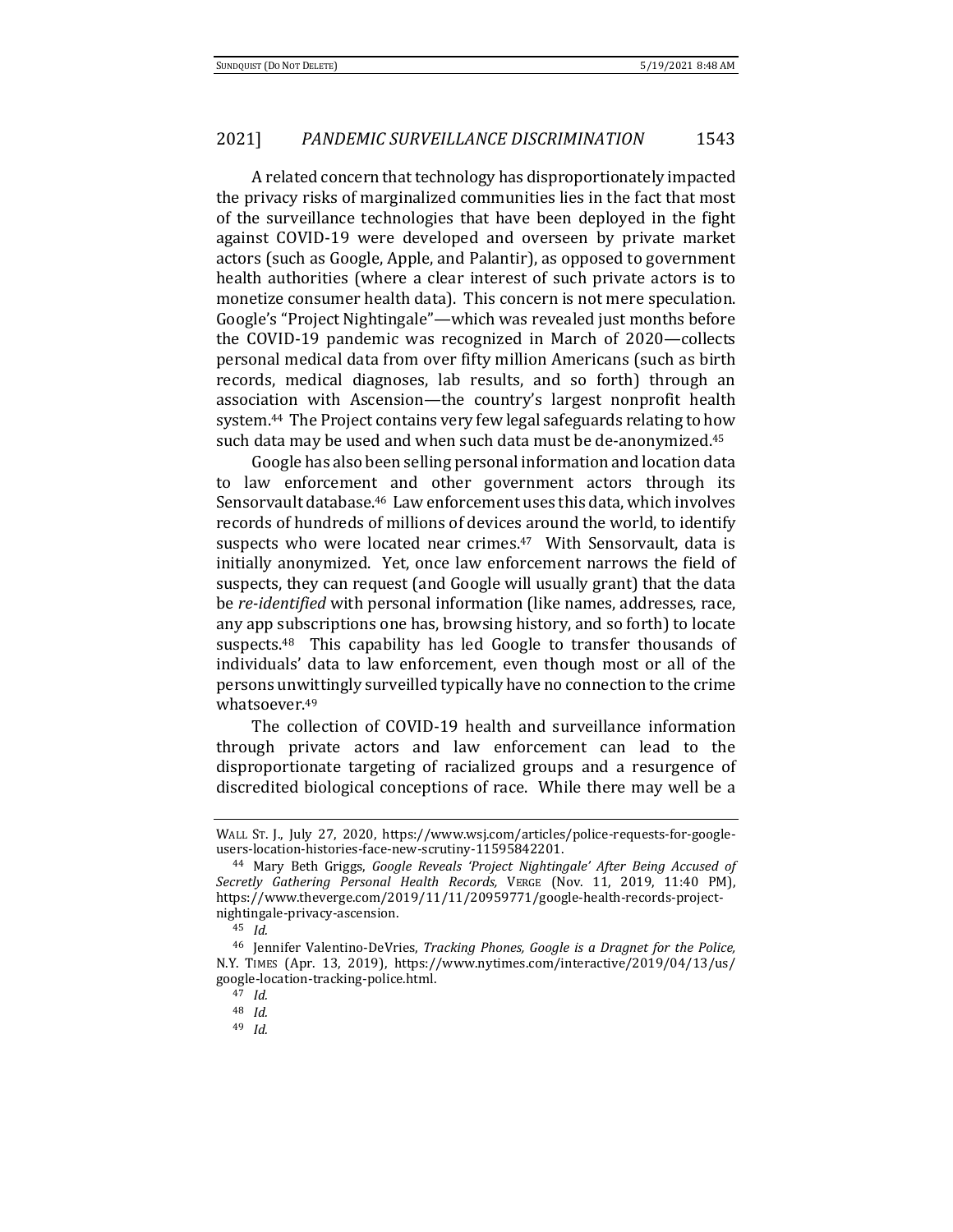A related concern that technology has disproportionately impacted the privacy risks of marginalized communities lies in the fact that most of the surveillance technologies that have been deployed in the fight against COVID-19 were developed and overseen by private market actors (such as Google, Apple, and Palantir), as opposed to government health authorities (where a clear interest of such private actors is to monetize consumer health data). This concern is not mere speculation. Google's "Project Nightingale"—which was revealed just months before the COVID-19 pandemic was recognized in March of 2020—collects personal medical data from over fifty million Americans (such as birth records, medical diagnoses, lab results, and so forth) through an association with Ascension—the country's largest nonprofit health system.[44] The Project contains very few legal safeguards relating to how such data may be used and when such data must be de-anonymized.[45]

Google has also been selling personal information and location data to law enforcement and other government actors through its Sensorvault database.[46] Law enforcement uses this data, which involves records of hundreds of millions of devices around the world, to identify suspects who were located near crimes.[47] With Sensorvault, data is initially anonymized. Yet, once law enforcement narrows the field of suspects, they can request (and Google will usually grant) that the data be *re-identified* with personal information (like names, addresses, race, any app subscriptions one has, browsing history, and so forth) to locate suspects.[48] This capability has led Google to transfer thousands of individuals' data to law enforcement, even though most or all of the persons unwittingly surveilled typically have no connection to the crime whatsoever.[49]

The collection of COVID-19 health and surveillance information through private actors and law enforcement can lead to the disproportionate targeting of racialized groups and a resurgence of discredited biological conceptions of race. While there may well be a

---

WALL ST. J., July 27, 2020, https://www.wsj.com/articles/police-requests-for-google-users-location-histories-face-new-scrutiny-11595842201.

[44] Mary Beth Griggs, *Google Reveals 'Project Nightingale' After Being Accused of Secretly Gathering Personal Health Records,* VERGE (Nov. 11, 2019, 11:40 PM), https://www.theverge.com/2019/11/11/20959771/google-health-records-project-nightingale-privacy-ascension.

[45] *Id.*

[46] Jennifer Valentino-DeVries, *Tracking Phones, Google is a Dragnet for the Police,* N.Y. TIMES (Apr. 13, 2019), https://www.nytimes.com/interactive/2019/04/13/us/google-location-tracking-police.html.

[47] *Id.*

[48] *Id.*

[49] *Id.*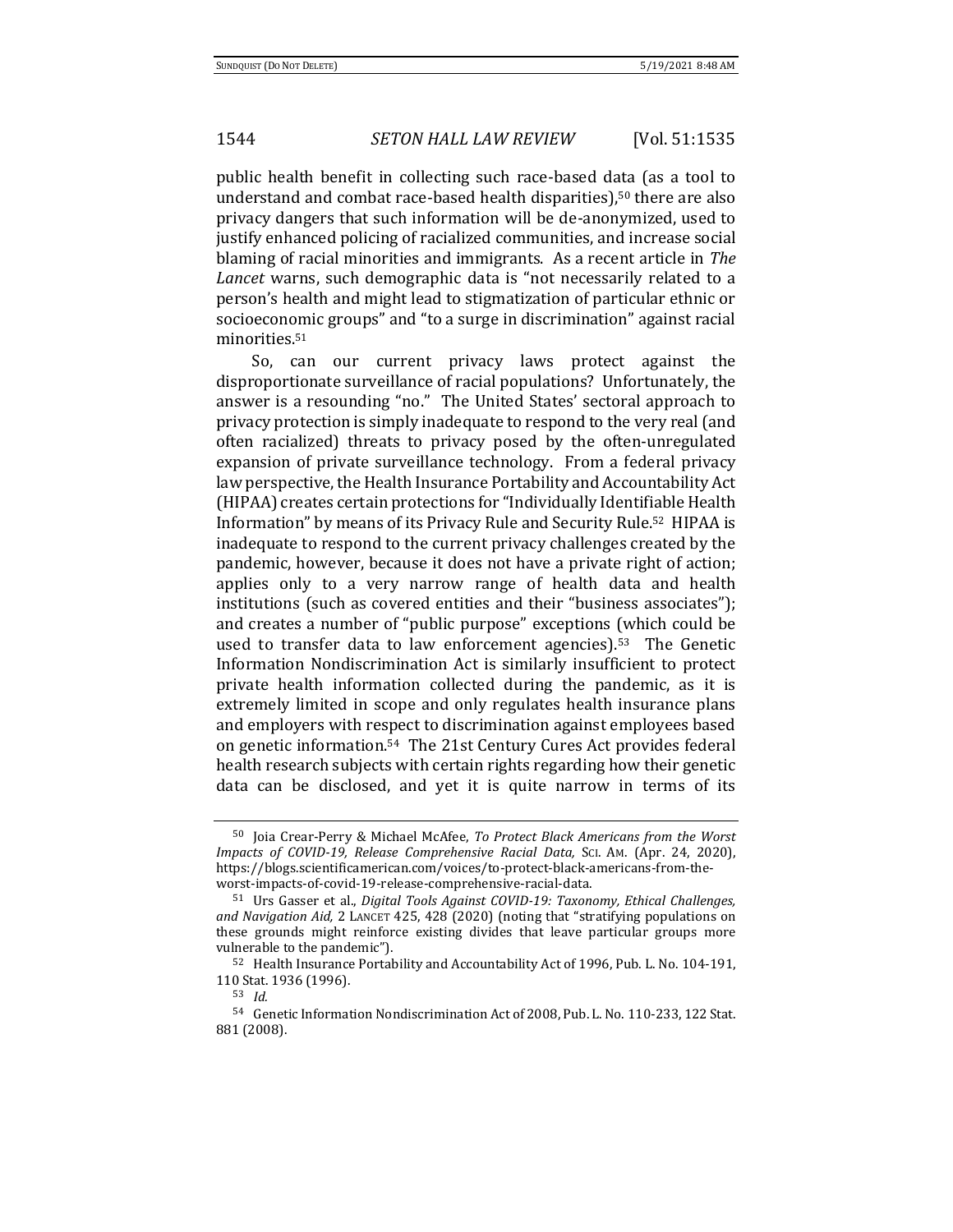public health benefit in collecting such race-based data (as a tool to understand and combat race-based health disparities),[50] there are also privacy dangers that such information will be de-anonymized, used to justify enhanced policing of racialized communities, and increase social blaming of racial minorities and immigrants. As a recent article in *The Lancet* warns, such demographic data is "not necessarily related to a person's health and might lead to stigmatization of particular ethnic or socioeconomic groups" and "to a surge in discrimination" against racial minorities.[51]

So, can our current privacy laws protect against the disproportionate surveillance of racial populations? Unfortunately, the answer is a resounding "no." The United States' sectoral approach to privacy protection is simply inadequate to respond to the very real (and often racialized) threats to privacy posed by the often-unregulated expansion of private surveillance technology. From a federal privacy law perspective, the Health Insurance Portability and Accountability Act (HIPAA) creates certain protections for "Individually Identifiable Health Information" by means of its Privacy Rule and Security Rule.[52] HIPAA is inadequate to respond to the current privacy challenges created by the pandemic, however, because it does not have a private right of action; applies only to a very narrow range of health data and health institutions (such as covered entities and their "business associates"); and creates a number of "public purpose" exceptions (which could be used to transfer data to law enforcement agencies).[53] The Genetic Information Nondiscrimination Act is similarly insufficient to protect private health information collected during the pandemic, as it is extremely limited in scope and only regulates health insurance plans and employers with respect to discrimination against employees based on genetic information.[54] The 21st Century Cures Act provides federal health research subjects with certain rights regarding how their genetic data can be disclosed, and yet it is quite narrow in terms of its

---

[50] Joia Crear-Perry & Michael McAfee, *To Protect Black Americans from the Worst Impacts of COVID-19, Release Comprehensive Racial Data,* SCI. AM. (Apr. 24, 2020), https://blogs.scientificamerican.com/voices/to-protect-black-americans-from-the-worst-impacts-of-covid-19-release-comprehensive-racial-data.

[51] Urs Gasser et al., *Digital Tools Against COVID-19: Taxonomy, Ethical Challenges, and Navigation Aid,* 2 LANCET 425, 428 (2020) (noting that "stratifying populations on these grounds might reinforce existing divides that leave particular groups more vulnerable to the pandemic").

[52] Health Insurance Portability and Accountability Act of 1996, Pub. L. No. 104-191, 110 Stat. 1936 (1996).

[53] *Id.*

[54] Genetic Information Nondiscrimination Act of 2008, Pub. L. No. 110-233, 122 Stat. 881 (2008).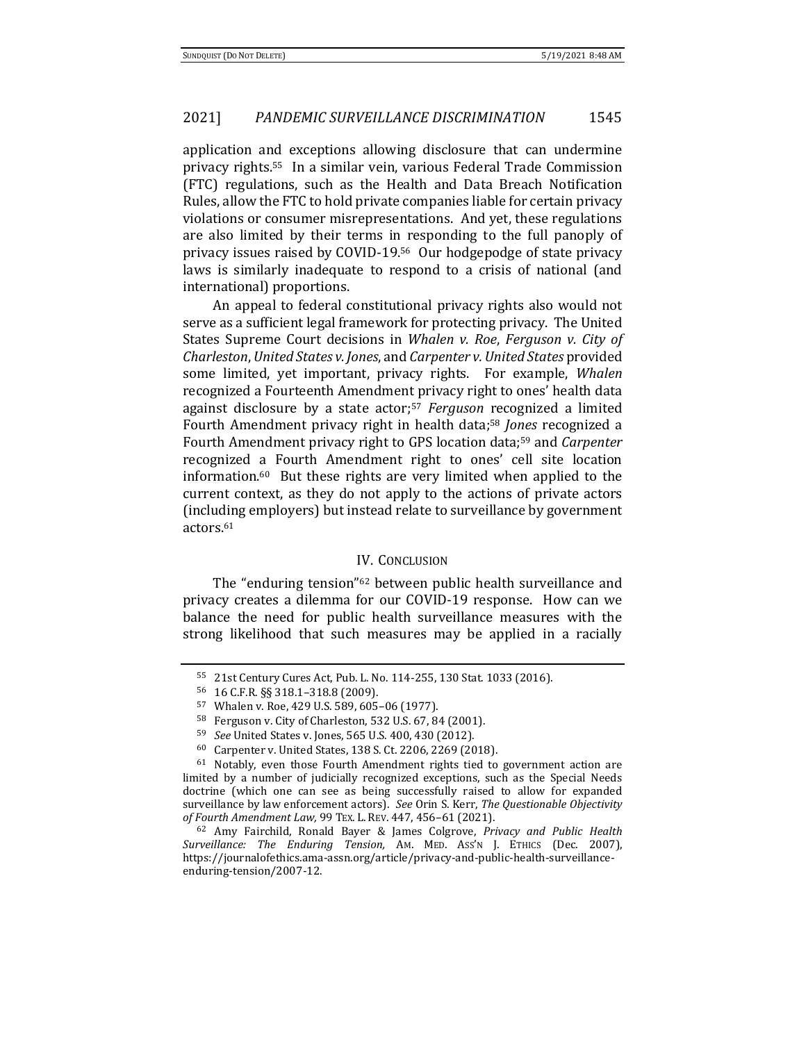application and exceptions allowing disclosure that can undermine privacy rights.[55] In a similar vein, various Federal Trade Commission (FTC) regulations, such as the Health and Data Breach Notification Rules, allow the FTC to hold private companies liable for certain privacy violations or consumer misrepresentations. And yet, these regulations are also limited by their terms in responding to the full panoply of privacy issues raised by COVID-19.[56] Our hodgepodge of state privacy laws is similarly inadequate to respond to a crisis of national (and international) proportions.

An appeal to federal constitutional privacy rights also would not serve as a sufficient legal framework for protecting privacy. The United States Supreme Court decisions in *Whalen v. Roe*, *Ferguson v. City of Charleston*, *United States v. Jones*, and *Carpenter v. United States* provided some limited, yet important, privacy rights. For example, *Whalen* recognized a Fourteenth Amendment privacy right to ones' health data against disclosure by a state actor;[57] *Ferguson* recognized a limited Fourth Amendment privacy right in health data;[58] *Jones* recognized a Fourth Amendment privacy right to GPS location data;[59] and *Carpenter* recognized a Fourth Amendment right to ones' cell site location information.[60] But these rights are very limited when applied to the current context, as they do not apply to the actions of private actors (including employers) but instead relate to surveillance by government actors.[61]

## IV. Conclusion

The "enduring tension"[62] between public health surveillance and privacy creates a dilemma for our COVID-19 response. How can we balance the need for public health surveillance measures with the strong likelihood that such measures may be applied in a racially

---

[55] 21st Century Cures Act, Pub. L. No. 114-255, 130 Stat. 1033 (2016).

[56] 16 C.F.R. §§ 318.1–318.8 (2009).

[57] Whalen v. Roe, 429 U.S. 589, 605–06 (1977).

[58] Ferguson v. City of Charleston, 532 U.S. 67, 84 (2001).

[59] *See* United States v. Jones, 565 U.S. 400, 430 (2012).

[60] Carpenter v. United States, 138 S. Ct. 2206, 2269 (2018).

[61] Notably, even those Fourth Amendment rights tied to government action are limited by a number of judicially recognized exceptions, such as the Special Needs doctrine (which one can see as being successfully raised to allow for expanded surveillance by law enforcement actors). *See* Orin S. Kerr, *The Questionable Objectivity of Fourth Amendment Law,* 99 Tex. L. Rev. 447, 456–61 (2021).

[62] Amy Fairchild, Ronald Bayer & James Colgrove, *Privacy and Public Health Surveillance: The Enduring Tension,* Am. Med. Ass'n J. Ethics (Dec. 2007), https://journalofethics.ama-assn.org/article/privacy-and-public-health-surveillance-enduring-tension/2007-12.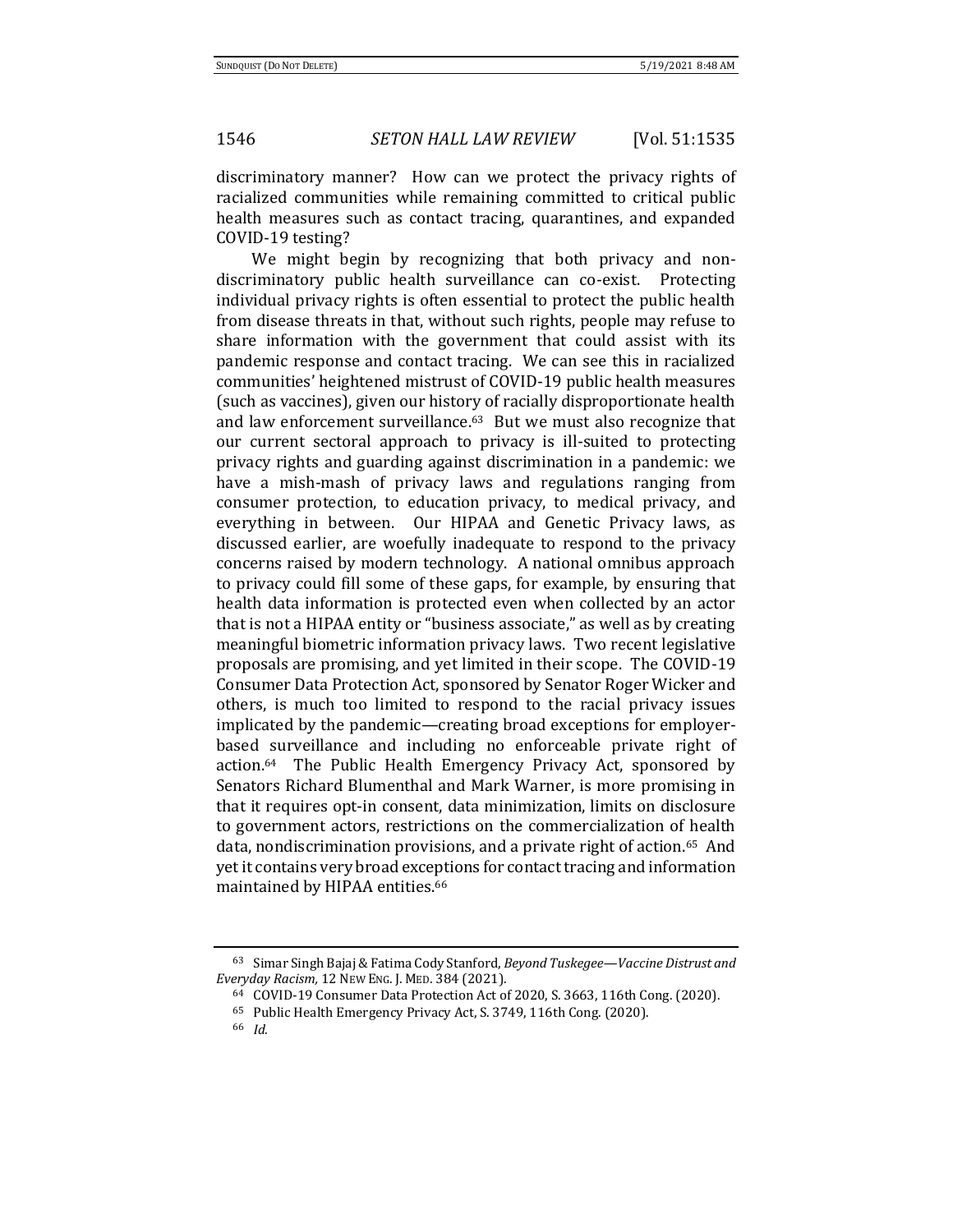discriminatory manner? How can we protect the privacy rights of racialized communities while remaining committed to critical public health measures such as contact tracing, quarantines, and expanded COVID-19 testing?

We might begin by recognizing that both privacy and non-discriminatory public health surveillance can co-exist. Protecting individual privacy rights is often essential to protect the public health from disease threats in that, without such rights, people may refuse to share information with the government that could assist with its pandemic response and contact tracing. We can see this in racialized communities' heightened mistrust of COVID-19 public health measures (such as vaccines), given our history of racially disproportionate health and law enforcement surveillance.[63] But we must also recognize that our current sectoral approach to privacy is ill-suited to protecting privacy rights and guarding against discrimination in a pandemic: we have a mish-mash of privacy laws and regulations ranging from consumer protection, to education privacy, to medical privacy, and everything in between. Our HIPAA and Genetic Privacy laws, as discussed earlier, are woefully inadequate to respond to the privacy concerns raised by modern technology. A national omnibus approach to privacy could fill some of these gaps, for example, by ensuring that health data information is protected even when collected by an actor that is not a HIPAA entity or "business associate," as well as by creating meaningful biometric information privacy laws. Two recent legislative proposals are promising, and yet limited in their scope. The COVID-19 Consumer Data Protection Act, sponsored by Senator Roger Wicker and others, is much too limited to respond to the racial privacy issues implicated by the pandemic—creating broad exceptions for employer-based surveillance and including no enforceable private right of action.[64] The Public Health Emergency Privacy Act, sponsored by Senators Richard Blumenthal and Mark Warner, is more promising in that it requires opt-in consent, data minimization, limits on disclosure to government actors, restrictions on the commercialization of health data, nondiscrimination provisions, and a private right of action.[65] And yet it contains very broad exceptions for contact tracing and information maintained by HIPAA entities.[66]

---

[63] Simar Singh Bajaj & Fatima Cody Stanford, *Beyond Tuskegee—Vaccine Distrust and Everyday Racism,* 12 NEW ENG. J. MED. 384 (2021).

[64] COVID-19 Consumer Data Protection Act of 2020, S. 3663, 116th Cong. (2020).

[65] Public Health Emergency Privacy Act, S. 3749, 116th Cong. (2020).

[66] *Id.*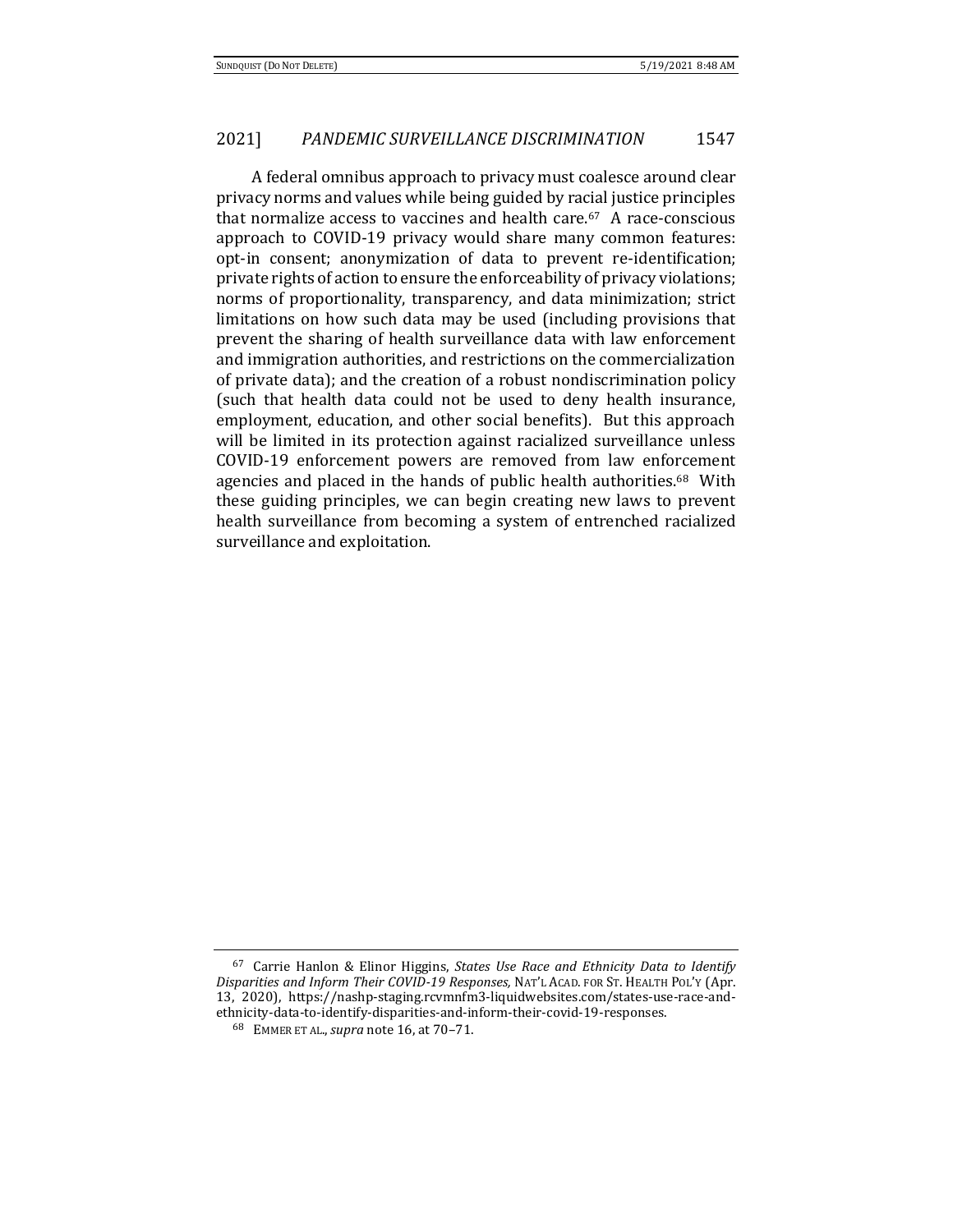A federal omnibus approach to privacy must coalesce around clear privacy norms and values while being guided by racial justice principles that normalize access to vaccines and health care.[67] A race-conscious approach to COVID-19 privacy would share many common features: opt-in consent; anonymization of data to prevent re-identification; private rights of action to ensure the enforceability of privacy violations; norms of proportionality, transparency, and data minimization; strict limitations on how such data may be used (including provisions that prevent the sharing of health surveillance data with law enforcement and immigration authorities, and restrictions on the commercialization of private data); and the creation of a robust nondiscrimination policy (such that health data could not be used to deny health insurance, employment, education, and other social benefits). But this approach will be limited in its protection against racialized surveillance unless COVID-19 enforcement powers are removed from law enforcement agencies and placed in the hands of public health authorities.[68] With these guiding principles, we can begin creating new laws to prevent health surveillance from becoming a system of entrenched racialized surveillance and exploitation.

---

[67] Carrie Hanlon & Elinor Higgins, *States Use Race and Ethnicity Data to Identify Disparities and Inform Their COVID-19 Responses,* NAT'L ACAD. FOR ST. HEALTH POL'Y (Apr. 13, 2020), https://nashp-staging.rcvmnfm3-liquidwebsites.com/states-use-race-and-ethnicity-data-to-identify-disparities-and-inform-their-covid-19-responses.

[68] EMMER ET AL., *supra* note 16, at 70–71.